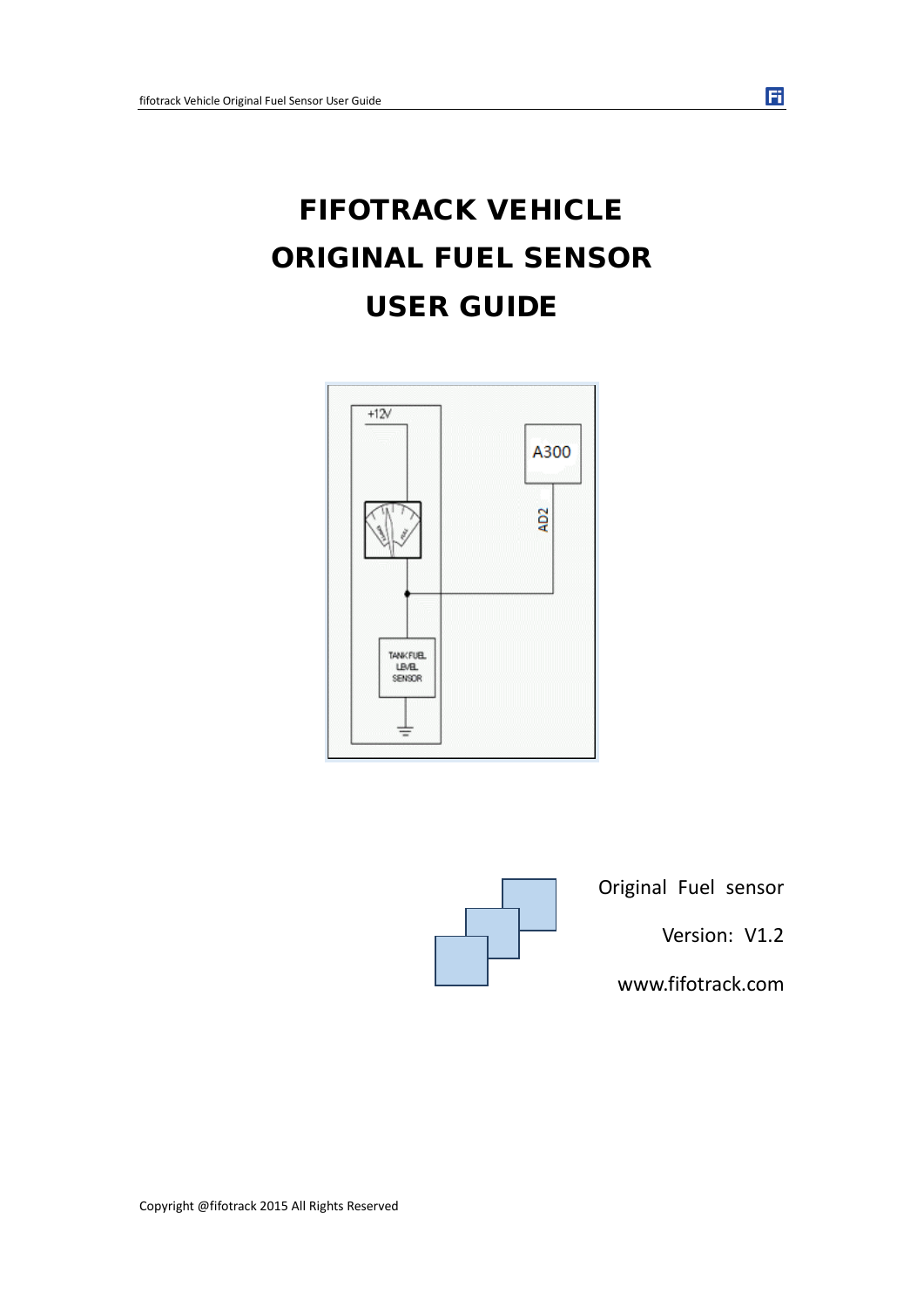# FIFOTRACK VEHICLE ORIGINAL FUEL SENSOR USER GUIDE

Original Fuel sensor

Version: V1.2

www.fifotrack.com

Copyright @fifotrack 2015 All Rights Reserved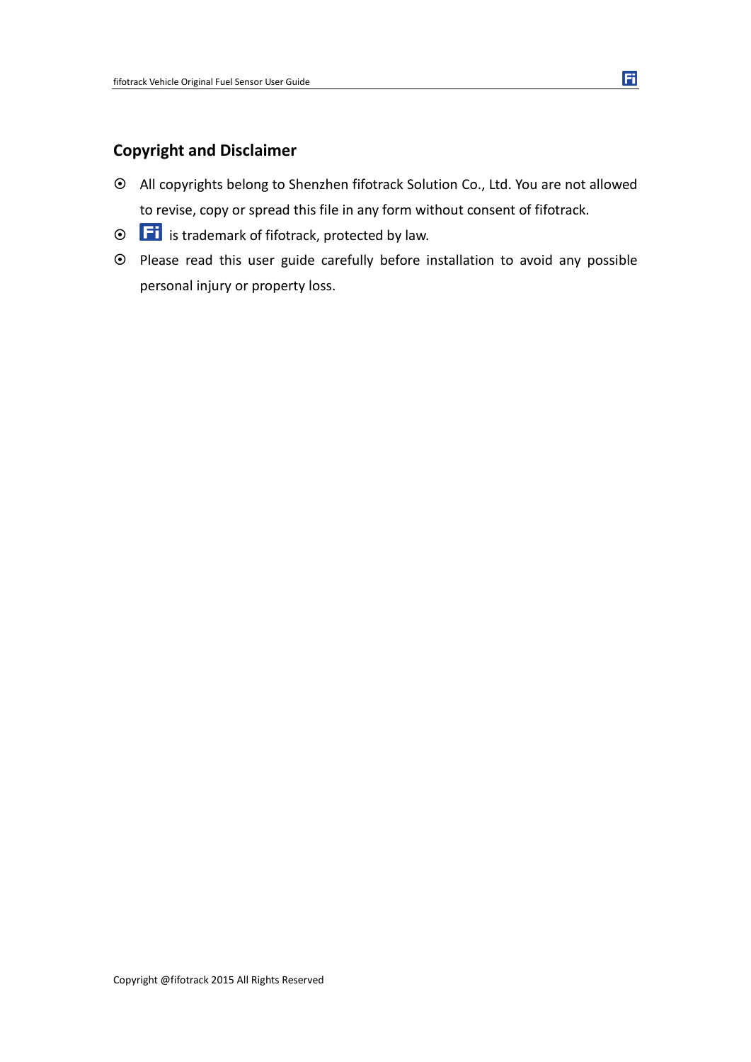## Copyright and Disclaimer

- All copyrights belong to Shenzhen fifotrack Solution Co., Ltd. You are not allowed to revise, copy or spread this file in any form without consent of fifotrack.
- Fi is trademark of fifotrack, protected by law.
- Please read this user guide carefully before installation to avoid any possible personal injury or property loss.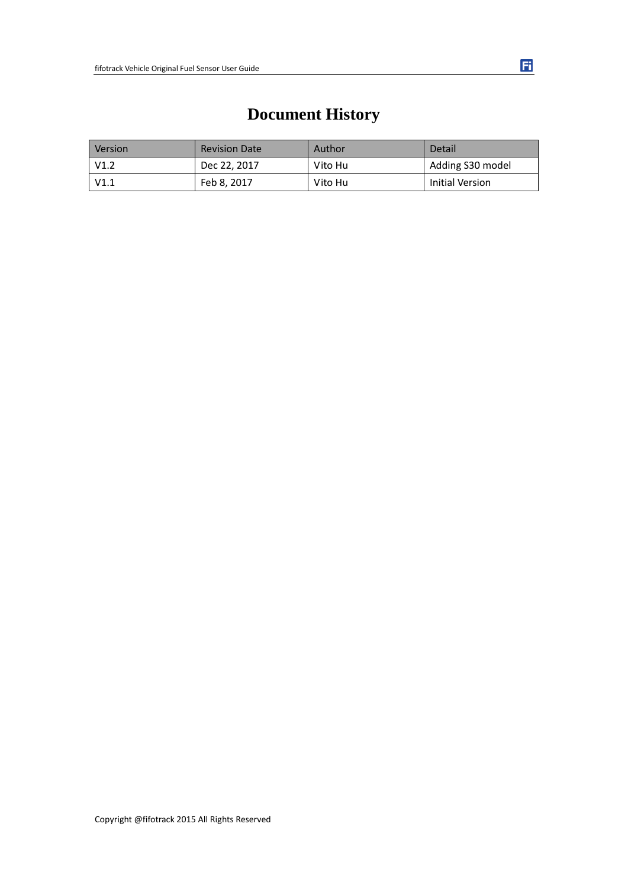# Document History

| Version | Revision Date | Author | Detail |
|---|---|---|---|
| V1.2 | Dec 22, 2017 | Vito Hu | Adding S30 model |
| V1.1 | Feb 8, 2017 | Vito Hu | Initial Version |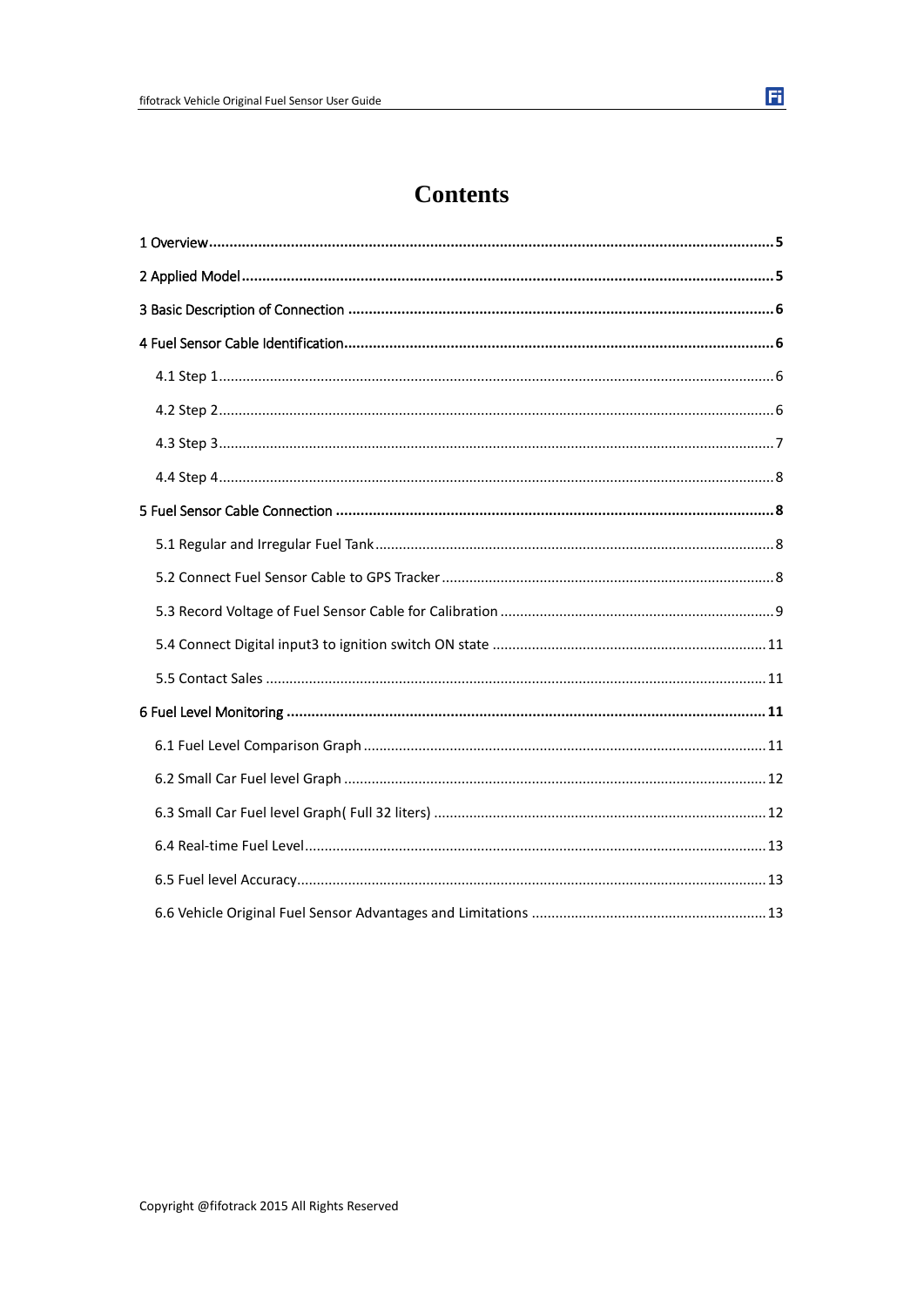# Contents

1 Overview ........................................................................................................................................ 5

2 Applied Model ................................................................................................................................ 5

3 Basic Description of Connection ....................................................................................................... 6

4 Fuel Sensor Cable Identification ........................................................................................................ 6

- 4.1 Step 1 ............................................................................................................................................ 6
- 4.2 Step 2 ............................................................................................................................................ 6
- 4.3 Step 3 ............................................................................................................................................ 7
- 4.4 Step 4 ............................................................................................................................................ 8

5 Fuel Sensor Cable Connection .......................................................................................................... 8

- 5.1 Regular and Irregular Fuel Tank ..................................................................................................... 8
- 5.2 Connect Fuel Sensor Cable to GPS Tracker .................................................................................... 8
- 5.3 Record Voltage of Fuel Sensor Cable for Calibration ..................................................................... 9
- 5.4 Connect Digital input3 to ignition switch ON state ..................................................................... 11
- 5.5 Contact Sales .............................................................................................................................. 11

6 Fuel Level Monitoring .................................................................................................................... 11

- 6.1 Fuel Level Comparison Graph ...................................................................................................... 11
- 6.2 Small Car Fuel level Graph .......................................................................................................... 12
- 6.3 Small Car Fuel level Graph( Full 32 liters) .................................................................................... 12
- 6.4 Real-time Fuel Level ..................................................................................................................... 13
- 6.5 Fuel level Accuracy ....................................................................................................................... 13
- 6.6 Vehicle Original Fuel Sensor Advantages and Limitations ........................................................... 13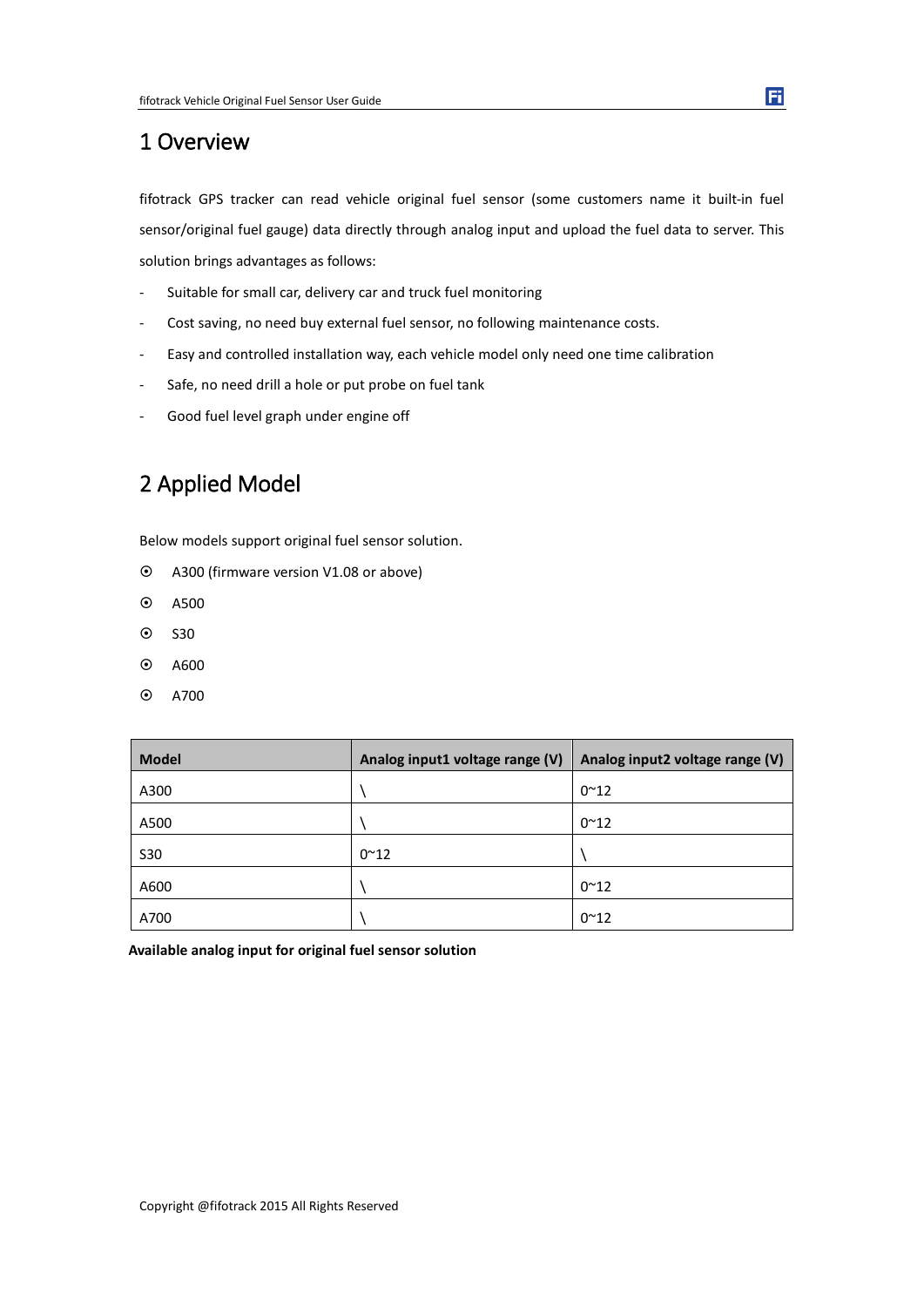# 1 Overview

fifotrack GPS tracker can read vehicle original fuel sensor (some customers name it built-in fuel sensor/original fuel gauge) data directly through analog input and upload the fuel data to server. This solution brings advantages as follows:

- Suitable for small car, delivery car and truck fuel monitoring
- Cost saving, no need buy external fuel sensor, no following maintenance costs.
- Easy and controlled installation way, each vehicle model only need one time calibration
- Safe, no need drill a hole or put probe on fuel tank
- Good fuel level graph under engine off

# 2 Applied Model

Below models support original fuel sensor solution.

- A300 (firmware version V1.08 or above)
- A500
- S30
- A600
- A700

| Model | Analog input1 voltage range (V) | Analog input2 voltage range (V) |
| --- | --- | --- |
| A300 | \ | 0~12 |
| A500 | \ | 0~12 |
| S30 | 0~12 | \ |
| A600 | \ | 0~12 |
| A700 | \ | 0~12 |

**Available analog input for original fuel sensor solution**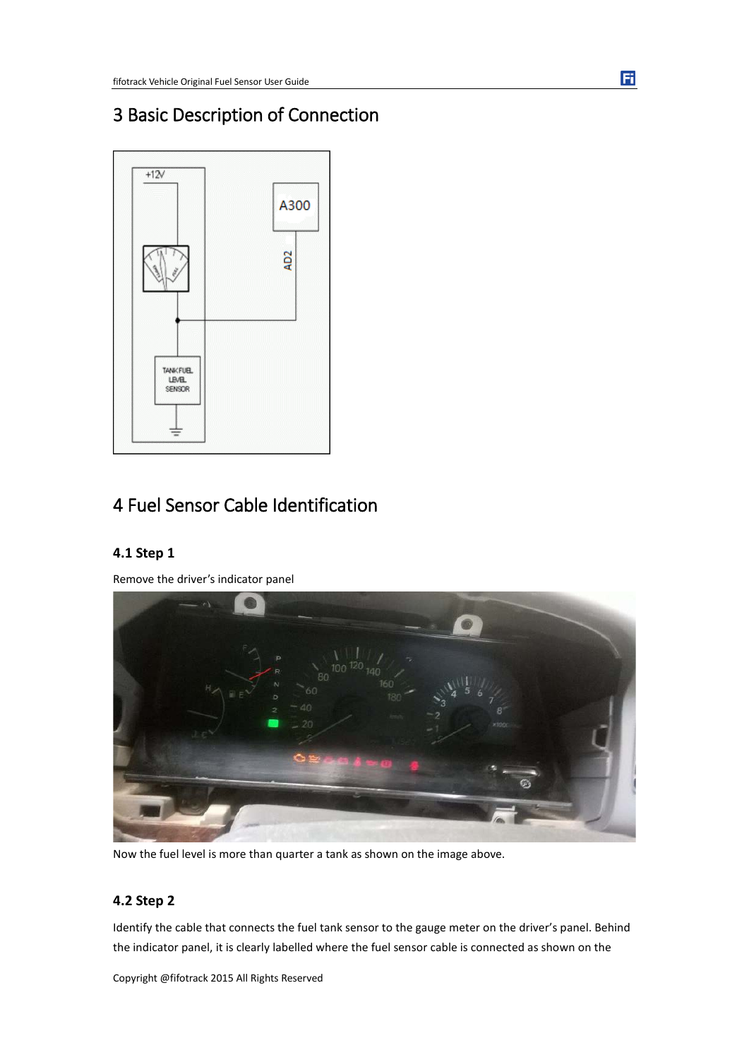# 3 Basic Description of Connection

# 4 Fuel Sensor Cable Identification

## 4.1 Step 1

Remove the driver's indicator panel

Now the fuel level is more than quarter a tank as shown on the image above.

## 4.2 Step 2

Identify the cable that connects the fuel tank sensor to the gauge meter on the driver's panel. Behind the indicator panel, it is clearly labelled where the fuel sensor cable is connected as shown on the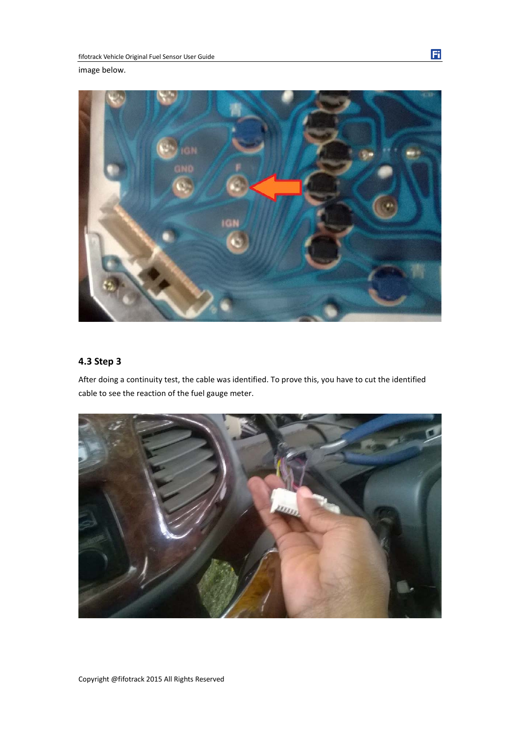image below.

## 4.3 Step 3

After doing a continuity test, the cable was identified. To prove this, you have to cut the identified cable to see the reaction of the fuel gauge meter.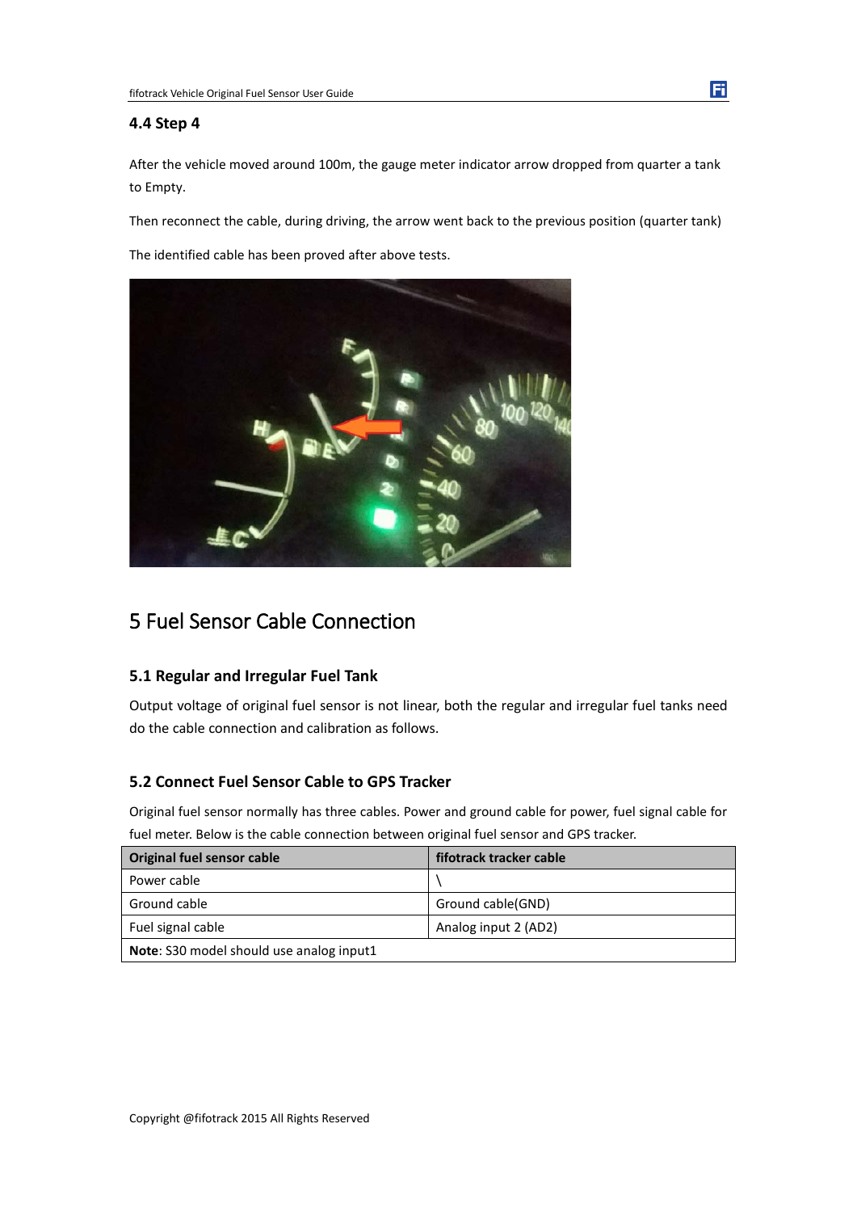### 4.4 Step 4

After the vehicle moved around 100m, the gauge meter indicator arrow dropped from quarter a tank to Empty.

Then reconnect the cable, during driving, the arrow went back to the previous position (quarter tank)

The identified cable has been proved after above tests.

# 5 Fuel Sensor Cable Connection

### 5.1 Regular and Irregular Fuel Tank

Output voltage of original fuel sensor is not linear, both the regular and irregular fuel tanks need do the cable connection and calibration as follows.

### 5.2 Connect Fuel Sensor Cable to GPS Tracker

Original fuel sensor normally has three cables. Power and ground cable for power, fuel signal cable for fuel meter. Below is the cable connection between original fuel sensor and GPS tracker.

| Original fuel sensor cable | fifotrack tracker cable |
| --- | --- |
| Power cable | \ |
| Ground cable | Ground cable(GND) |
| Fuel signal cable | Analog input 2 (AD2) |
| **Note**: S30 model should use analog input1 | |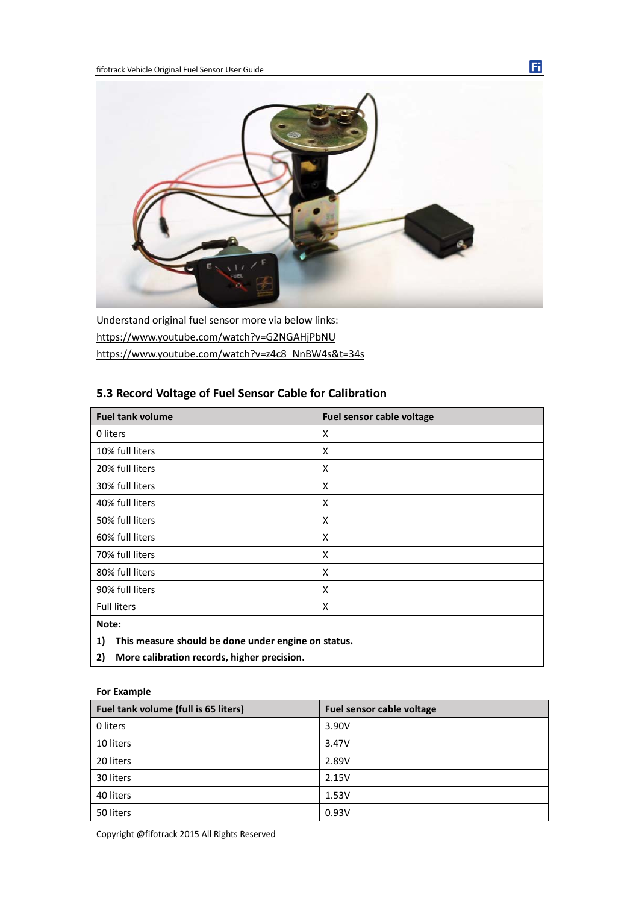Understand original fuel sensor more via below links:

https://www.youtube.com/watch?v=G2NGAHjPbNU

https://www.youtube.com/watch?v=z4c8_NnBW4s&t=34s

### 5.3 Record Voltage of Fuel Sensor Cable for Calibration

| Fuel tank volume | Fuel sensor cable voltage |
|---|---|
| 0 liters | X |
| 10% full liters | X |
| 20% full liters | X |
| 30% full liters | X |
| 40% full liters | X |
| 50% full liters | X |
| 60% full liters | X |
| 70% full liters | X |
| 80% full liters | X |
| 90% full liters | X |
| Full liters | X |

**Note:**

1) **This measure should be done under engine on status.**
2) **More calibration records, higher precision.**

**For Example**

| Fuel tank volume (full is 65 liters) | Fuel sensor cable voltage |
|---|---|
| 0 liters | 3.90V |
| 10 liters | 3.47V |
| 20 liters | 2.89V |
| 30 liters | 2.15V |
| 40 liters | 1.53V |
| 50 liters | 0.93V |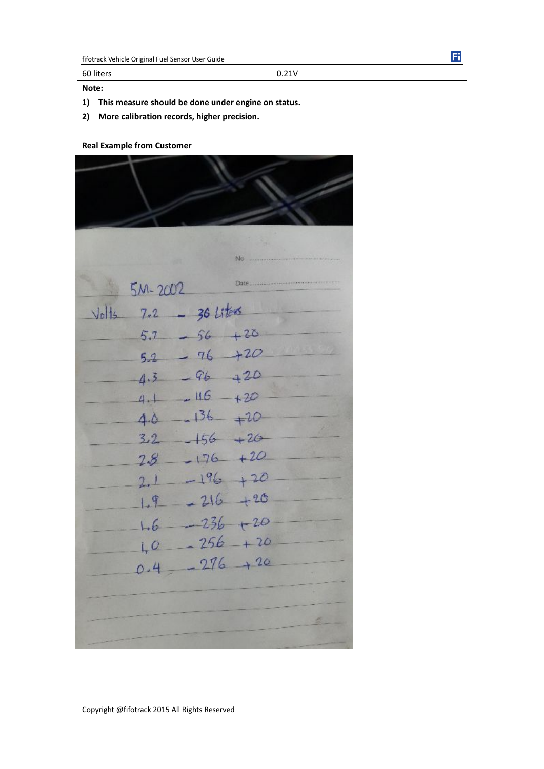| 60 liters | 0.21V |
| --- | --- |

**Note:**

1) **This measure should be done under engine on status.**
2) **More calibration records, higher precision.**

**Real Example from Customer**

5M-2002

Volts 7.2 - 36 Liters

5.7 - 56 +20

5.2 - 76 +20

4.3 - 96 +20

4.1 - 116 +20

4.0 - 136 +20

3.2 - 156 +20

2.8 - 176 +20

2.1 - 196 +20

1.9 - 216 +20

1.6 - 236 +20

1.0 - 256 +20

0.4 - 276 +20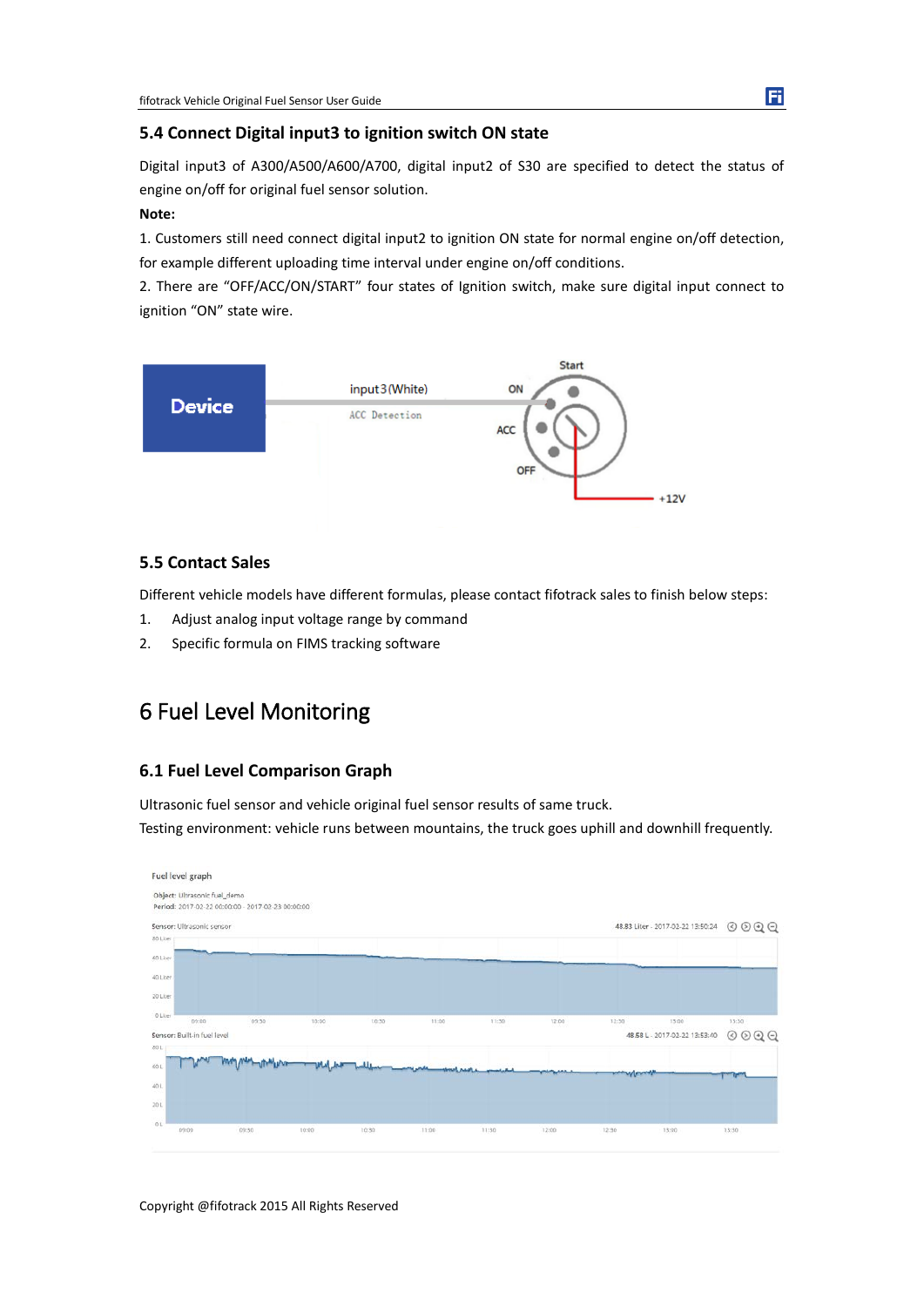### 5.4 Connect Digital input3 to ignition switch ON state

Digital input3 of A300/A500/A600/A700, digital input2 of S30 are specified to detect the status of engine on/off for original fuel sensor solution.

**Note:**

1. Customers still need connect digital input2 to ignition ON state for normal engine on/off detection, for example different uploading time interval under engine on/off conditions.
2. There are “OFF/ACC/ON/START” four states of Ignition switch, make sure digital input connect to ignition “ON” state wire.

### 5.5 Contact Sales

Different vehicle models have different formulas, please contact fifotrack sales to finish below steps:

1. Adjust analog input voltage range by command
2. Specific formula on FIMS tracking software

# 6 Fuel Level Monitoring

### 6.1 Fuel Level Comparison Graph

Ultrasonic fuel sensor and vehicle original fuel sensor results of same truck.

Testing environment: vehicle runs between mountains, the truck goes uphill and downhill frequently.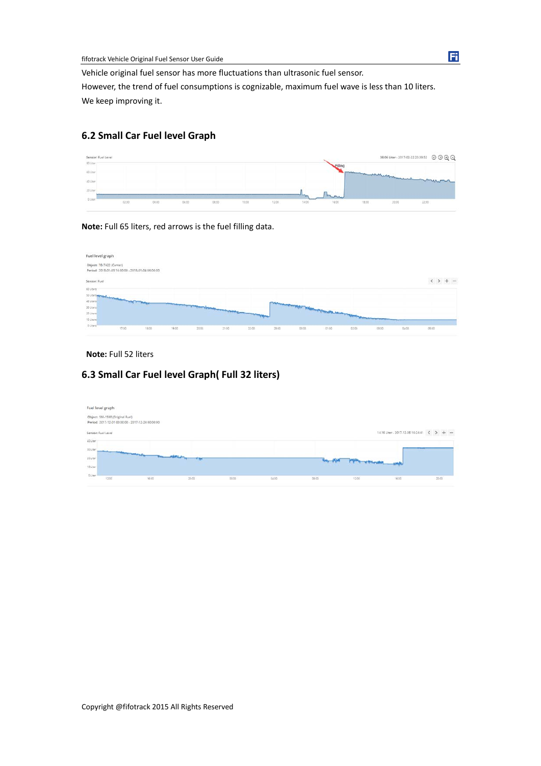Vehicle original fuel sensor has more fluctuations than ultrasonic fuel sensor.

However, the trend of fuel consumptions is cognizable, maximum fuel wave is less than 10 liters.

We keep improving it.

## 6.2 Small Car Fuel level Graph

**Note:** Full 65 liters, red arrows is the fuel filling data.

**Note:** Full 52 liters

## 6.3 Small Car Fuel level Graph( Full 32 liters)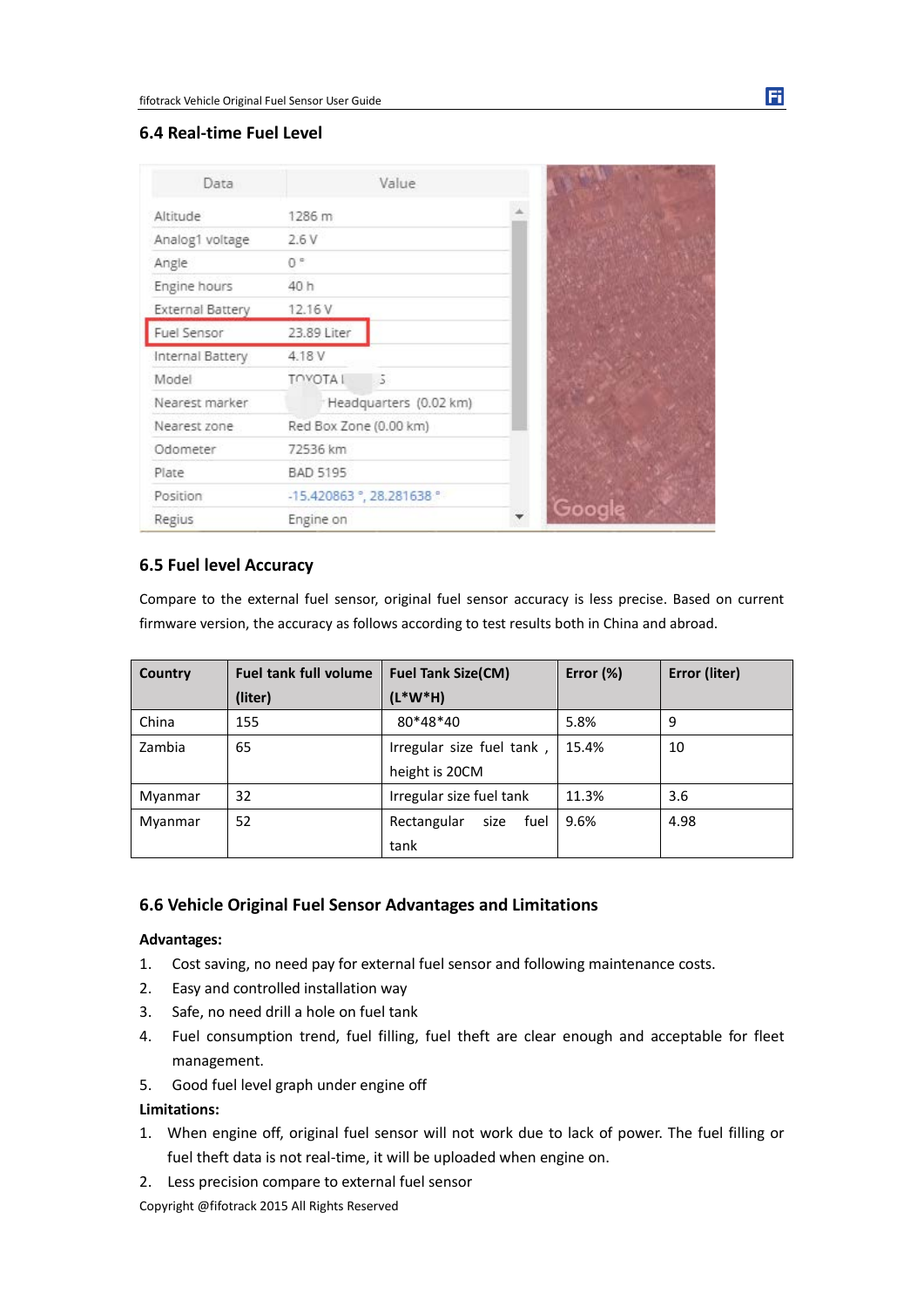## 6.4 Real-time Fuel Level

| Data | Value |
|---|---|
| Altitude | 1286 m |
| Analog1 voltage | 2.6 V |
| Angle | 0 ° |
| Engine hours | 40 h |
| External Battery | 12.16 V |
| Fuel Sensor | 23.89 Liter |
| Internal Battery | 4.18 V |
| Model | TOYOTA I 5 |
| Nearest marker | Headquarters (0.02 km) |
| Nearest zone | Red Box Zone (0.00 km) |
| Odometer | 72536 km |
| Plate | BAD 5195 |
| Position | -15.420863 °, 28.281638 ° |
| Regius | Engine on |

## 6.5 Fuel level Accuracy

Compare to the external fuel sensor, original fuel sensor accuracy is less precise. Based on current firmware version, the accuracy as follows according to test results both in China and abroad.

| Country | Fuel tank full volume (liter) | Fuel Tank Size(CM) (L*W*H) | Error (%) | Error (liter) |
|---|---|---|---|---|
| China | 155 | 80*48*40 | 5.8% | 9 |
| Zambia | 65 | Irregular size fuel tank, height is 20CM | 15.4% | 10 |
| Myanmar | 32 | Irregular size fuel tank | 11.3% | 3.6 |
| Myanmar | 52 | Rectangular size fuel tank | 9.6% | 4.98 |

## 6.6 Vehicle Original Fuel Sensor Advantages and Limitations

**Advantages:**

1. Cost saving, no need pay for external fuel sensor and following maintenance costs.
2. Easy and controlled installation way
3. Safe, no need drill a hole on fuel tank
4. Fuel consumption trend, fuel filling, fuel theft are clear enough and acceptable for fleet management.
5. Good fuel level graph under engine off

**Limitations:**

1. When engine off, original fuel sensor will not work due to lack of power. The fuel filling or fuel theft data is not real-time, it will be uploaded when engine on.
2. Less precision compare to external fuel sensor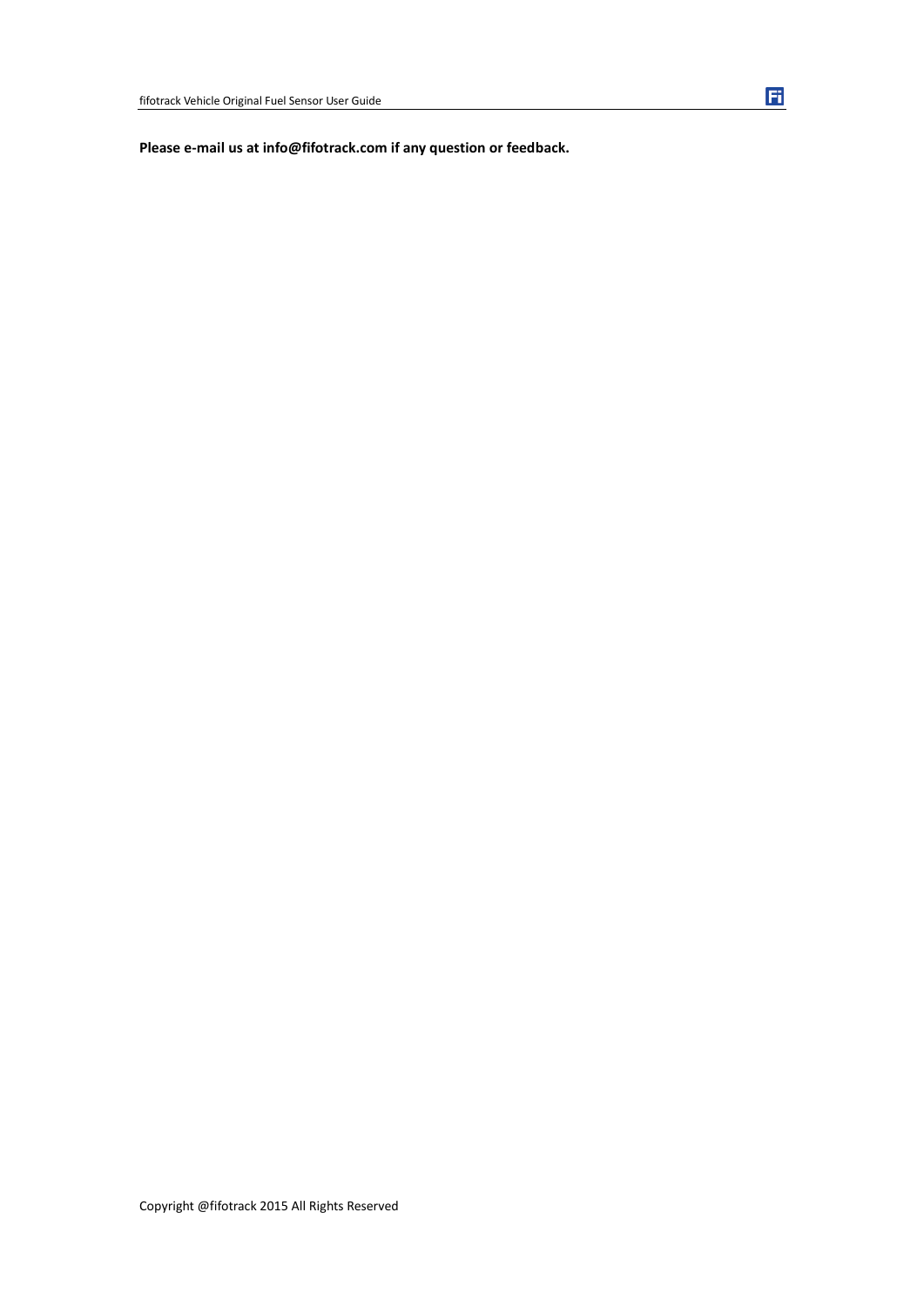**Please e-mail us at info@fifotrack.com if any question or feedback.**